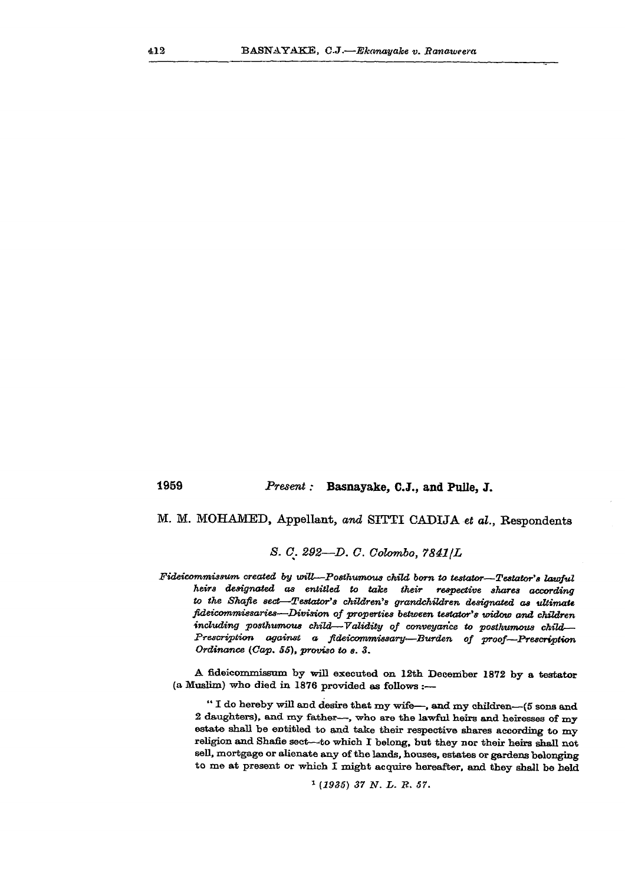1959 *Present :* **Basnayake, C.J., and Pulle, J.**

M. M. MOHAMED, Appellant, *and* SITTI CADIJA *et al.*, Respondents

*S. C. 292—D. C. Colombo, 7841/L*

*Fideicommissum created by will—Posthumous child born to testator—Testator's lawful heirs designated as entitled to take their respective shares according to the Shafie sect—Testator's children's grandchildren designated as ultimate fideicommissaries—Division of properties between testator's widow and children including posthumous child—Validity of conveyance to posthumous child—Prescription against a fideicommissary—Burden of proof—Prescription Ordinance (Cap. 55), proviso to s. 3.*

A fideicommissum by will executed on 12th December 1872 by a testator (a Muslim) who died in 1876 provided as follows :—

" I do hereby will and desire that my wife—, and my children—(5 sons and 2 daughters), and my father—, who are the lawful heirs and heiresses of my estate shall be entitled to and take their respective shares according to my religion and Shafie sect—to which I belong, but they nor their heirs shall not sell, mortgage or alienate any of the lands, houses, estates or gardens belonging to me at present or which I might acquire hereafter, and they shall be held

[1] *(1935) 37 N. L. R. 57.*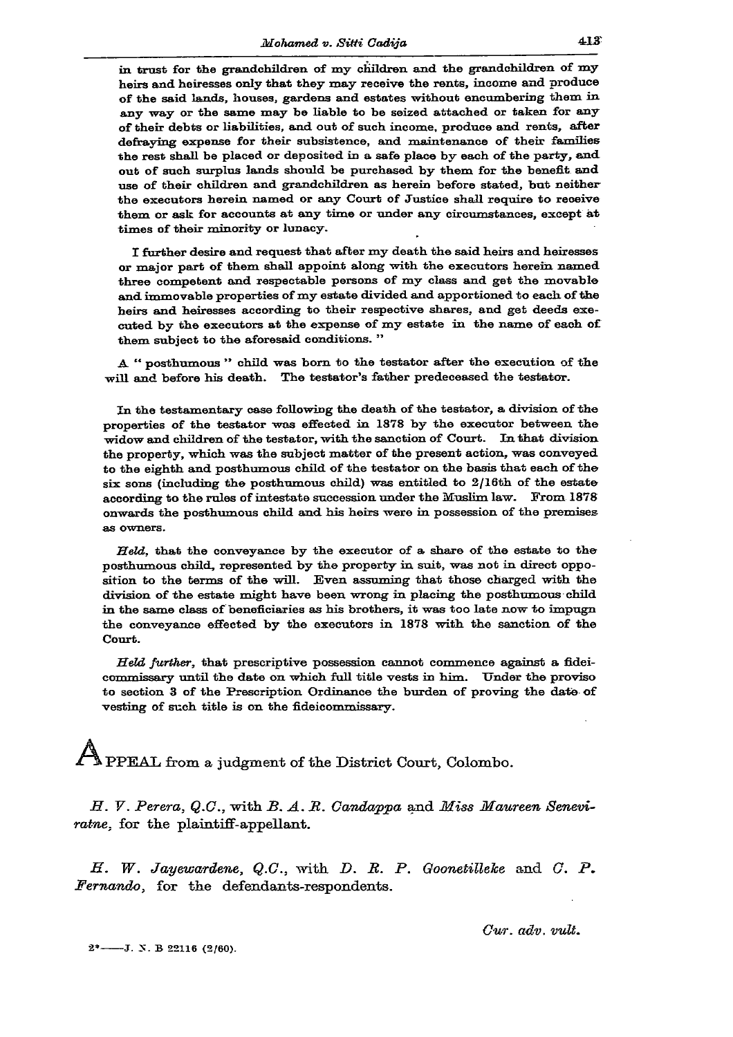in trust for the grandchildren of my children and the grandchildren of my heirs and heiresses only that they may receive the rents, income and produce of the said lands, houses, gardens and estates without encumbering them in any way or the same may be liable to be seized attached or taken for any of their debts or liabilities, and out of such income, produce and rents, after defraying expense for their subsistence, and maintenance of their families the rest shall be placed or deposited in a safe place by each of the party, and out of such surplus lands should be purchased by them for the benefit and use of their children and grandchildren as herein before stated, but neither the executors herein named or any Court of Justice shall require to receive them or ask for accounts at any time or under any circumstances, except at times of their minority or lunacy.

I further desire and request that after my death the said heirs and heiresses or major part of them shall appoint along with the executors herein named three competent and respectable persons of my class and get the movable and immovable properties of my estate divided and apportioned to each of the heirs and heiresses according to their respective shares, and get deeds executed by the executors at the expense of my estate in the name of each of them subject to the aforesaid conditions. "

A " posthumous " child was born to the testator after the execution of the will and before his death. The testator's father predeceased the testator.

In the testamentary case following the death of the testator, a division of the properties of the testator was effected in 1878 by the executor between the widow and children of the testator, with the sanction of Court. In that division the property, which was the subject matter of the present action, was conveyed to the eighth and posthumous child of the testator on the basis that each of the six sons (including the posthumous child) was entitled to 2/16th of the estate according to the rules of intestate succession under the Muslim law. From 1878 onwards the posthumous child and his heirs were in possession of the premises as owners.

*Held*, that the conveyance by the executor of a share of the estate to the posthumous child, represented by the property in suit, was not in direct opposition to the terms of the will. Even assuming that those charged with the division of the estate might have been wrong in placing the posthumous child in the same class of beneficiaries as his brothers, it was too late now to impugn the conveyance effected by the executors in 1878 with the sanction of the Court.

*Held further*, that prescriptive possession cannot commence against a fideicommissary until the date on which full title vests in him. Under the proviso to section 3 of the Prescription Ordinance the burden of proving the date of vesting of such title is on the fideicommissary.

APPEAL from a judgment of the District Court, Colombo.

*H. V. Perera, Q.C.*, with *B. A. R. Candappa* and *Miss Maureen Seneviratne*, for the plaintiff-appellant.

*H. W. Jayewardene, Q.C.*, with *D. R. P. Goonetilleke* and *C. P. Fernando*, for the defendants-respondents.

*Cur. adv. vult.*

2\*——J. N. B 22116 (2/60).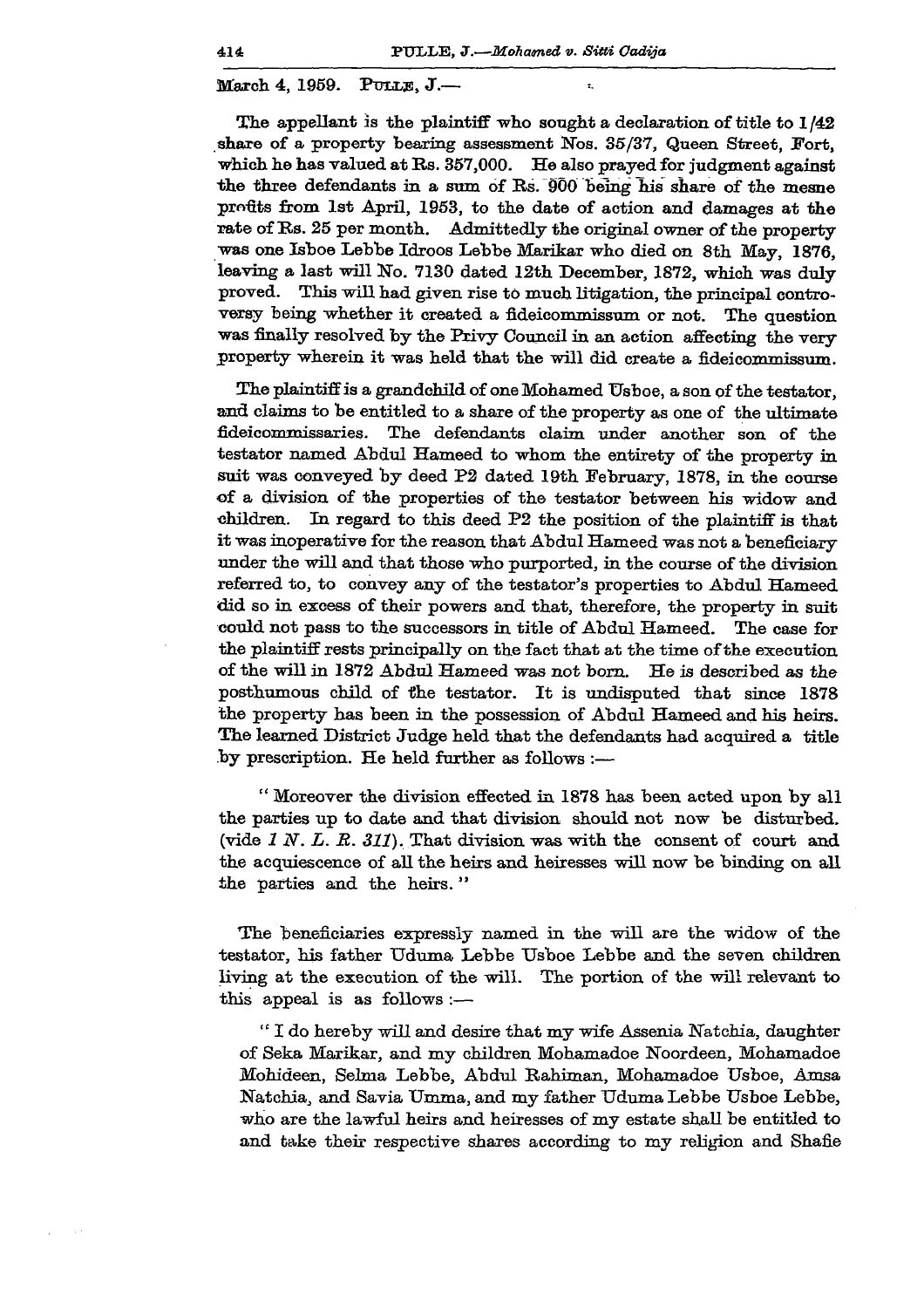March 4, 1959. PULLE, J.—

The appellant is the plaintiff who sought a declaration of title to 1/42 share of a property bearing assessment Nos. 35/37, Queen Street, Fort, which he has valued at Rs. 357,000. He also prayed for judgment against the three defendants in a sum of Rs. 900 being his share of the mesne profits from 1st April, 1953, to the date of action and damages at the rate of Rs. 25 per month. Admittedly the original owner of the property was one Isboe Lebbe Idroos Lebbe Marikar who died on 8th May, 1876, leaving a last will No. 7130 dated 12th December, 1872, which was duly proved. This will had given rise to much litigation, the principal controversy being whether it created a fideicommissum or not. The question was finally resolved by the Privy Council in an action affecting the very property wherein it was held that the will did create a fideicommissum.

The plaintiff is a grandchild of one Mohamed Usboe, a son of the testator, and claims to be entitled to a share of the property as one of the ultimate fideicommissaries. The defendants claim under another son of the testator named Abdul Hameed to whom the entirety of the property in suit was conveyed by deed P2 dated 19th February, 1878, in the course of a division of the properties of the testator between his widow and children. In regard to this deed P2 the position of the plaintiff is that it was inoperative for the reason that Abdul Hameed was not a beneficiary under the will and that those who purported, in the course of the division referred to, to convey any of the testator's properties to Abdul Hameed did so in excess of their powers and that, therefore, the property in suit could not pass to the successors in title of Abdul Hameed. The case for the plaintiff rests principally on the fact that at the time of the execution of the will in 1872 Abdul Hameed was not born. He is described as the posthumous child of the testator. It is undisputed that since 1878 the property has been in the possession of Abdul Hameed and his heirs. The learned District Judge held that the defendants had acquired a title by prescription. He held further as follows :—

> " Moreover the division effected in 1878 has been acted upon by all the parties up to date and that division should not now be disturbed. (vide *1 N. L. R. 311*). That division was with the consent of court and the acquiescence of all the heirs and heiresses will now be binding on all the parties and the heirs. "

The beneficiaries expressly named in the will are the widow of the testator, his father Uduma Lebbe Usboe Lebbe and the seven children living at the execution of the will. The portion of the will relevant to this appeal is as follows :—

> " I do hereby will and desire that my wife Assenia Natchia, daughter of Seka Marikar, and my children Mohamadoe Noordeen, Mohamadoe Mohideen, Selma Lebbe, Abdul Rahiman, Mohamadoe Usboe, Amsa Natchia, and Savia Umma, and my father Uduma Lebbe Usboe Lebbe, who are the lawful heirs and heiresses of my estate shall be entitled to and take their respective shares according to my religion and Shafie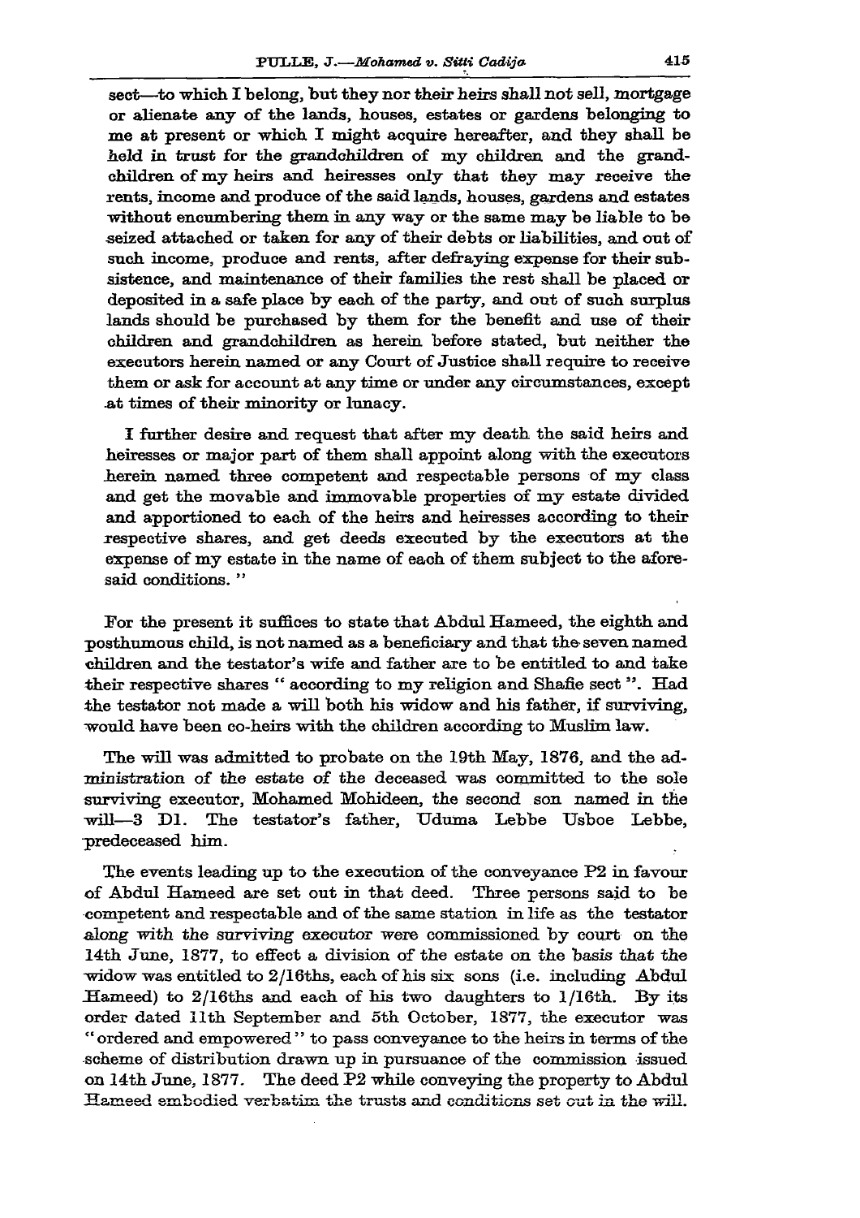sect—to which I belong, but they nor their heirs shall not sell, mortgage or alienate any of the lands, houses, estates or gardens belonging to me at present or which I might acquire hereafter, and they shall be held in trust for the grandchildren of my children and the grandchildren of my heirs and heiresses only that they may receive the rents, income and produce of the said lands, houses, gardens and estates without encumbering them in any way or the same may be liable to be seized attached or taken for any of their debts or liabilities, and out of such income, produce and rents, after defraying expense for their subsistence, and maintenance of their families the rest shall be placed or deposited in a safe place by each of the party, and out of such surplus lands should be purchased by them for the benefit and use of their children and grandchildren as herein before stated, but neither the executors herein named or any Court of Justice shall require to receive them or ask for account at any time or under any circumstances, except at times of their minority or lunacy.

I further desire and request that after my death the said heirs and heiresses or major part of them shall appoint along with the executors herein named three competent and respectable persons of my class and get the movable and immovable properties of my estate divided and apportioned to each of the heirs and heiresses according to their respective shares, and get deeds executed by the executors at the expense of my estate in the name of each of them subject to the aforesaid conditions. "

For the present it suffices to state that Abdul Hameed, the eighth and posthumous child, is not named as a beneficiary and that the seven named children and the testator's wife and father are to be entitled to and take their respective shares " according to my religion and Shafie sect ". Had the testator not made a will both his widow and his father, if surviving, would have been co-heirs with the children according to Muslim law.

The will was admitted to probate on the 19th May, 1876, and the administration of the estate of the deceased was committed to the sole surviving executor, Mohamed Mohideen, the second son named in the will—3 D1. The testator's father, Uduma Lebbe Usboe Lebbe, predeceased him.

The events leading up to the execution of the conveyance P2 in favour of Abdul Hameed are set out in that deed. Three persons said to be competent and respectable and of the same station in life as the testator along with the surviving executor were commissioned by court on the 14th June, 1877, to effect a division of the estate on the basis that the widow was entitled to 2/16ths, each of his six sons (i.e. including Abdul Hameed) to 2/16ths and each of his two daughters to 1/16th. By its order dated 11th September and 5th October, 1877, the executor was "ordered and empowered" to pass conveyance to the heirs in terms of the scheme of distribution drawn up in pursuance of the commission issued on 14th June, 1877. The deed P2 while conveying the property to Abdul Hameed embodied verbatim the trusts and conditions set out in the will.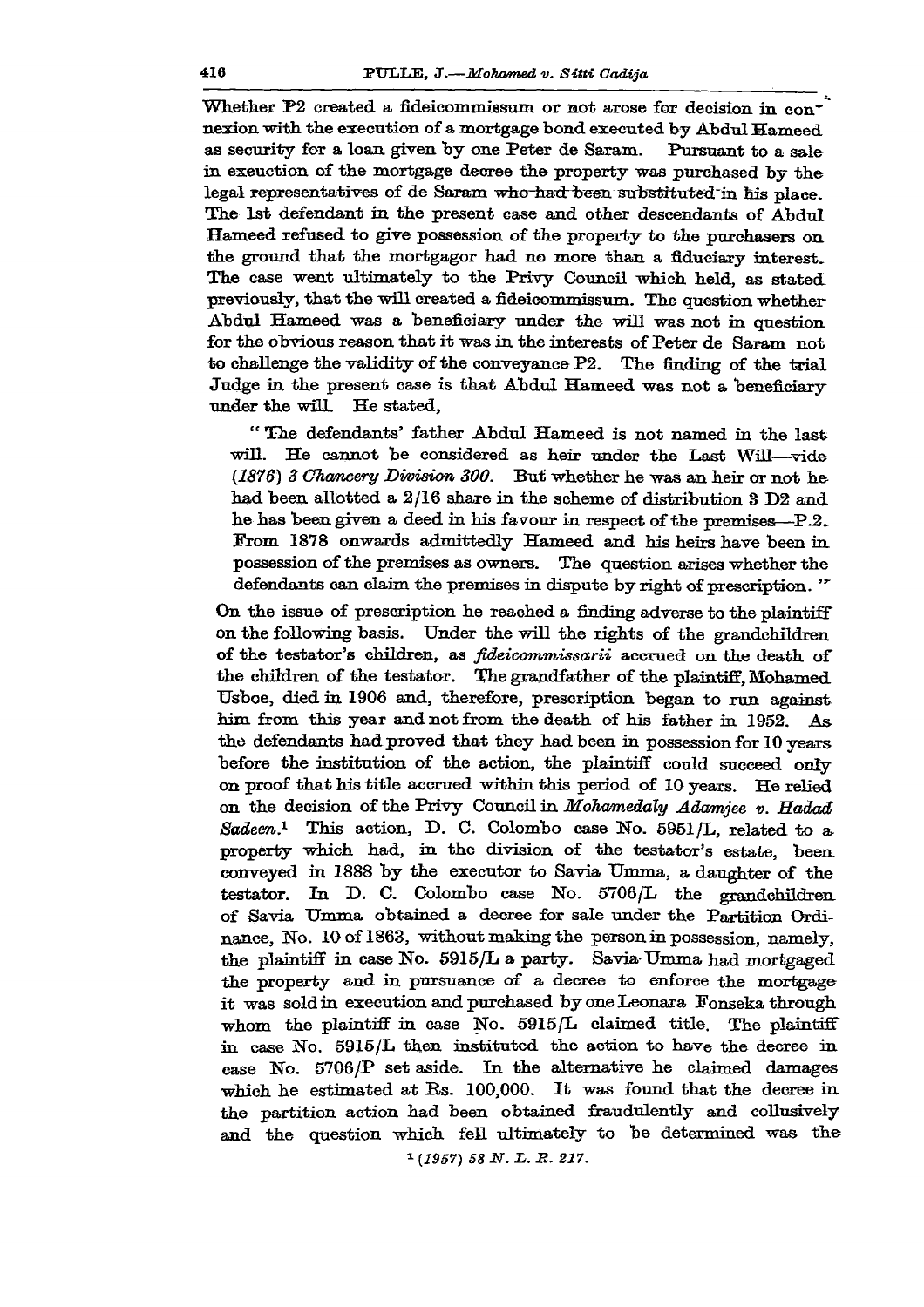Whether P2 created a fideicommissum or not arose for decision in connexion with the execution of a mortgage bond executed by Abdul Hameed as security for a loan given by one Peter de Saram. Pursuant to a sale in execution of the mortgage decree the property was purchased by the legal representatives of de Saram who had been substituted in his place. The 1st defendant in the present case and other descendants of Abdul Hameed refused to give possession of the property to the purchasers on the ground that the mortgagor had no more than a fiduciary interest. The case went ultimately to the Privy Council which held, as stated previously, that the will created a fideicommissum. The question whether Abdul Hameed was a beneficiary under the will was not in question for the obvious reason that it was in the interests of Peter de Saram not to challenge the validity of the conveyance P2. The finding of the trial Judge in the present case is that Abdul Hameed was not a beneficiary under the will. He stated,

> "The defendants' father Abdul Hameed is not named in the last will. He cannot be considered as heir under the Last Will—vide *(1876) 3 Chancery Division 300*. But whether he was an heir or not he had been allotted a 2/16 share in the scheme of distribution 3 D2 and he has been given a deed in his favour in respect of the premises—P.2. From 1878 onwards admittedly Hameed and his heirs have been in possession of the premises as owners. The question arises whether the defendants can claim the premises in dispute by right of prescription."

On the issue of prescription he reached a finding adverse to the plaintiff on the following basis. Under the will the rights of the grandchildren of the testator's children, as *fideicommissarii* accrued on the death of the children of the testator. The grandfather of the plaintiff, Mohamed Usboe, died in 1906 and, therefore, prescription began to run against him from this year and not from the death of his father in 1952. As the defendants had proved that they had been in possession for 10 years before the institution of the action, the plaintiff could succeed only on proof that his title accrued within this period of 10 years. He relied on the decision of the Privy Council in *Mohamedaly Adamjee v. Hadad Sadeen.*[1] This action, D. C. Colombo case No. 5951/L, related to a property which had, in the division of the testator's estate, been conveyed in 1888 by the executor to Savia Umma, a daughter of the testator. In D. C. Colombo case No. 5706/L the grandchildren of Savia Umma obtained a decree for sale under the Partition Ordinance, No. 10 of 1863, without making the person in possession, namely, the plaintiff in case No. 5915/L a party. Savia Umma had mortgaged the property and in pursuance of a decree to enforce the mortgage it was sold in execution and purchased by one Leonara Fonseka through whom the plaintiff in case No. 5915/L claimed title. The plaintiff in case No. 5915/L then instituted the action to have the decree in case No. 5706/P set aside. In the alternative he claimed damages which he estimated at Rs. 100,000. It was found that the decree in the partition action had been obtained fraudulently and collusively and the question which fell ultimately to be determined was the

[1] *(1957) 58 N. L. R. 217.*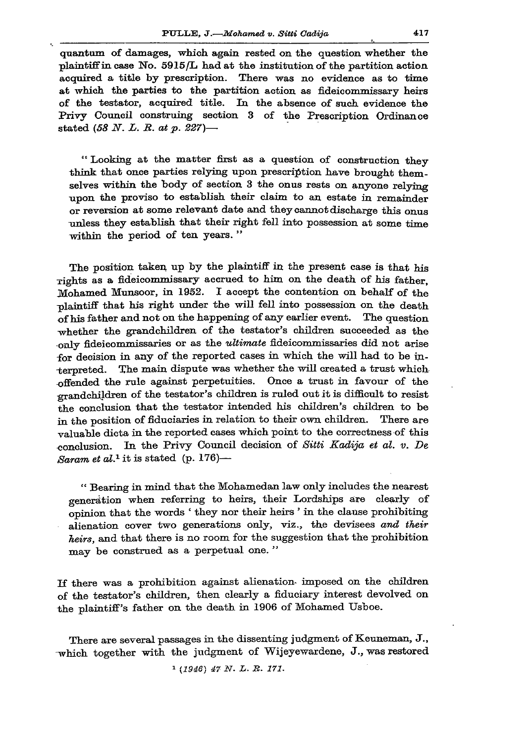quantum of damages, which again rested on the question whether the plaintiff in case No. 5915/L had at the institution of the partition action acquired a title by prescription. There was no evidence as to time at which the parties to the partition action as fideicommissary heirs of the testator, acquired title. In the absence of such evidence the Privy Council construing section 3 of the Prescription Ordinance stated (*58 N. L. R. at p. 227*)—

> " Looking at the matter first as a question of construction they think that once parties relying upon prescription have brought themselves within the body of section 3 the onus rests on anyone relying upon the proviso to establish their claim to an estate in remainder or reversion at some relevant date and they cannot discharge this onus unless they establish that their right fell into possession at some time within the period of ten years. "

The position taken up by the plaintiff in the present case is that his rights as a fideicommissary accrued to him on the death of his father, Mohamed Munsoor, in 1952. I accept the contention on behalf of the plaintiff that his right under the will fell into possession on the death of his father and not on the happening of any earlier event. The question whether the grandchildren of the testator's children succeeded as the only fideicommissaries or as the *ultimate* fideicommissaries did not arise for decision in any of the reported cases in which the will had to be interpreted. The main dispute was whether the will created a trust which offended the rule against perpetuities. Once a trust in favour of the grandchildren of the testator's children is ruled out it is difficult to resist the conclusion that the testator intended his children's children to be in the position of fiduciaries in relation to their own children. There are valuable dicta in the reported cases which point to the correctness of this conclusion. In the Privy Council decision of *Sitti Kadija et al. v. De Saram et al.*[1] it is stated (p. 176)—

> " Bearing in mind that the Mohamedan law only includes the nearest generation when referring to heirs, their Lordships are clearly of opinion that the words ' they nor their heirs ' in the clause prohibiting alienation cover two generations only, viz., the devisees *and their heirs*, and that there is no room for the suggestion that the prohibition may be construed as a perpetual one. "

If there was a prohibition against alienation imposed on the children of the testator's children, then clearly a fiduciary interest devolved on the plaintiff's father on the death in 1906 of Mohamed Usboe.

There are several passages in the dissenting judgment of Keuneman, J., which together with the judgment of Wijeyewardene, J., was restored

[1] *(1946) 47 N. L. R. 171.*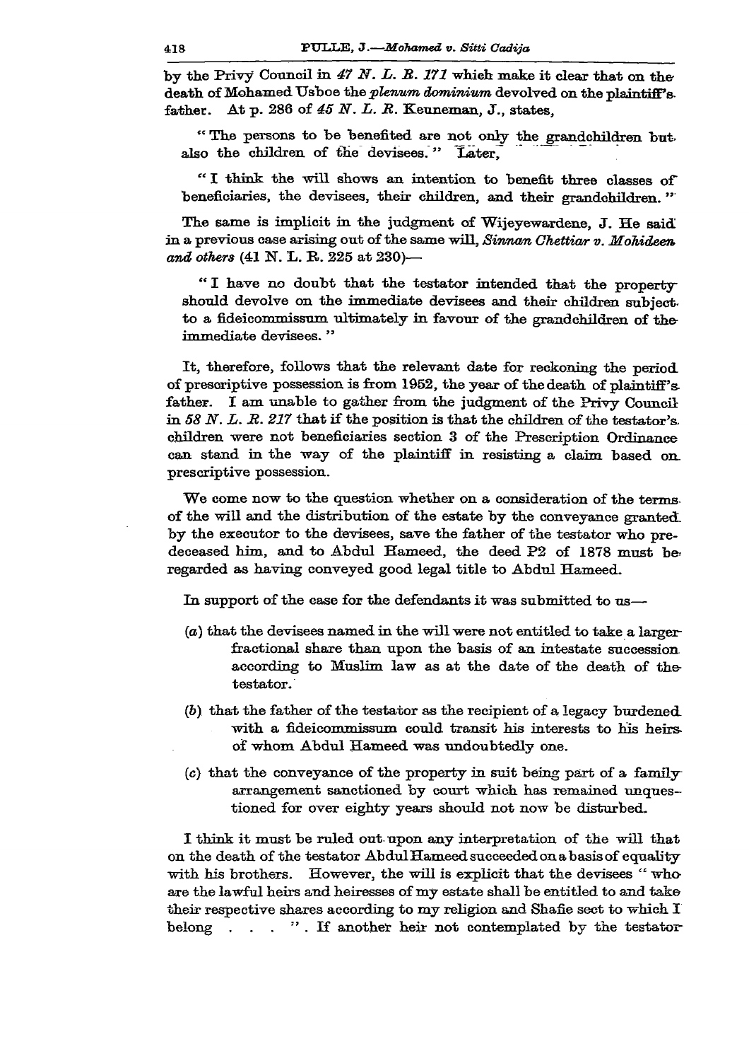by the Privy Council in *47 N. L. R. 171* which make it clear that on the death of Mohamed Usboe the *plenum dominium* devolved on the plaintiff's father. At p. 286 of *45 N. L. R.* Keuneman, J., states,

> "The persons to be benefited are not only the grandchildren but also the children of the devisees." Later,

> "I think the will shows an intention to benefit three classes of beneficiaries, the devisees, their children, and their grandchildren."

The same is implicit in the judgment of Wijeyewardene, J. He said in a previous case arising out of the same will, *Sinnan Chettiar v. Mohideen and others* (41 N. L. R. 225 at 230)—

> "I have no doubt that the testator intended that the property should devolve on the immediate devisees and their children subject to a fideicommissum ultimately in favour of the grandchildren of the immediate devisees."

It, therefore, follows that the relevant date for reckoning the period of prescriptive possession is from 1952, the year of the death of plaintiff's father. I am unable to gather from the judgment of the Privy Council in *58 N. L. R. 217* that if the position is that the children of the testator's children were not beneficiaries section 3 of the Prescription Ordinance can stand in the way of the plaintiff in resisting a claim based on prescriptive possession.

We come now to the question whether on a consideration of the terms of the will and the distribution of the estate by the conveyance granted by the executor to the devisees, save the father of the testator who predeceased him, and to Abdul Hameed, the deed P2 of 1878 must be regarded as having conveyed good legal title to Abdul Hameed.

In support of the case for the defendants it was submitted to us—

(*a*) that the devisees named in the will were not entitled to take a larger fractional share than upon the basis of an intestate succession according to Muslim law as at the date of the death of the testator.

(*b*) that the father of the testator as the recipient of a legacy burdened with a fideicommissum could transit his interests to his heirs of whom Abdul Hameed was undoubtedly one.

(*c*) that the conveyance of the property in suit being part of a family arrangement sanctioned by court which has remained unquestioned for over eighty years should not now be disturbed.

I think it must be ruled out upon any interpretation of the will that on the death of the testator Abdul Hameed succeeded on a basis of equality with his brothers. However, the will is explicit that the devisees "who are the lawful heirs and heiresses of my estate shall be entitled to and take their respective shares according to my religion and Shafie sect to which I belong . . . ". If another heir not contemplated by the testator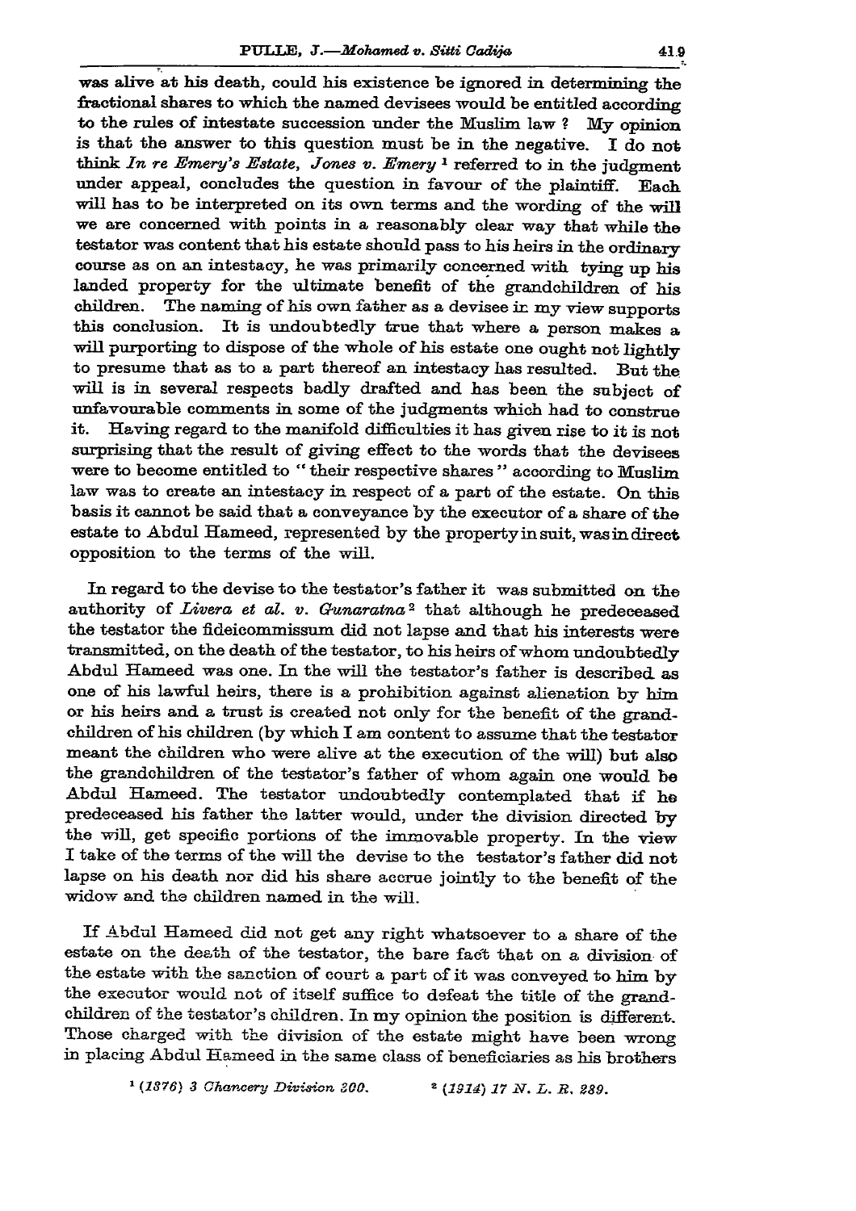was alive at his death, could his existence be ignored in determining the fractional shares to which the named devisees would be entitled according to the rules of intestate succession under the Muslim law ? My opinion is that the answer to this question must be in the negative. I do not think *In re Emery's Estate, Jones v. Emery* [1] referred to in the judgment under appeal, concludes the question in favour of the plaintiff. Each will has to be interpreted on its own terms and the wording of the will we are concerned with points in a reasonably clear way that while the testator was content that his estate should pass to his heirs in the ordinary course as on an intestacy, he was primarily concerned with tying up his landed property for the ultimate benefit of the grandchildren of his children. The naming of his own father as a devisee in my view supports this conclusion. It is undoubtedly true that where a person makes a will purporting to dispose of the whole of his estate one ought not lightly to presume that as to a part thereof an intestacy has resulted. But the will is in several respects badly drafted and has been the subject of unfavourable comments in some of the judgments which had to construe it. Having regard to the manifold difficulties it has given rise to it is not surprising that the result of giving effect to the words that the devisees were to become entitled to " their respective shares " according to Muslim law was to create an intestacy in respect of a part of the estate. On this basis it cannot be said that a conveyance by the executor of a share of the estate to Abdul Hameed, represented by the property in suit, was in direct opposition to the terms of the will.

In regard to the devise to the testator's father it was submitted on the authority of *Livera et al. v. Gunaratna* [2] that although he predeceased the testator the fideicommissum did not lapse and that his interests were transmitted, on the death of the testator, to his heirs of whom undoubtedly Abdul Hameed was one. In the will the testator's father is described as one of his lawful heirs, there is a prohibition against alienation by him or his heirs and a trust is created not only for the benefit of the grandchildren of his children (by which I am content to assume that the testator meant the children who were alive at the execution of the will) but also the grandchildren of the testator's father of whom again one would be Abdul Hameed. The testator undoubtedly contemplated that if he predeceased his father the latter would, under the division directed by the will, get specific portions of the immovable property. In the view I take of the terms of the will the devise to the testator's father did not lapse on his death nor did his share accrue jointly to the benefit of the widow and the children named in the will.

If Abdul Hameed did not get any right whatsoever to a share of the estate on the death of the testator, the bare fact that on a division of the estate with the sanction of court a part of it was conveyed to him by the executor would not of itself suffice to defeat the title of the grandchildren of the testator's children. In my opinion the position is different. Those charged with the division of the estate might have been wrong in placing Abdul Hameed in the same class of beneficiaries as his brothers

[1] (1876) 3 Chancery Division 300.

[2] (1914) 17 N. L. R. 289.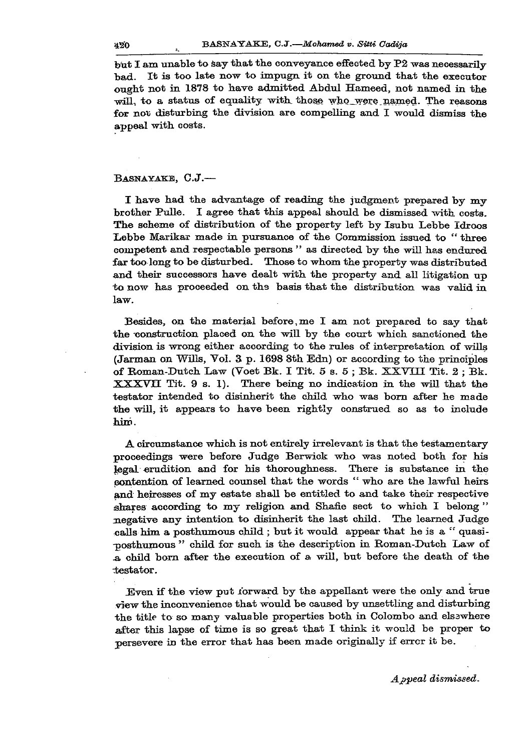but I am unable to say that the conveyance effected by P2 was necessarily bad. It is too late now to impugn it on the ground that the executor ought not in 1878 to have admitted Abdul Hameed, not named in the will, to a status of equality with those who were named. The reasons for not disturbing the division are compelling and I would dismiss the appeal with costs.

BASNAYAKE, C.J.—

I have had the advantage of reading the judgment prepared by my brother Pulle. I agree that this appeal should be dismissed with costs. The scheme of distribution of the property left by Isubu Lebbe Idroos Lebbe Marikar made in pursuance of the Commission issued to " three competent and respectable persons " as directed by the will has endured far too long to be disturbed. Those to whom the property was distributed and their successors have dealt with the property and all litigation up to now has proceeded on the basis that the distribution was valid in law.

Besides, on the material before me I am not prepared to say that the construction placed on the will by the court which sanctioned the division is wrong either according to the rules of interpretation of wills (Jarman on Wills, Vol. 3 p. 1698 8th Edn) or according to the principles of Roman-Dutch Law (Voet Bk. I Tit. 5 s. 5 ; Bk. XXVIII Tit. 2 ; Bk. XXXVII Tit. 9 s. 1). There being no indication in the will that the testator intended to disinherit the child who was born after he made the will, it appears to have been rightly construed so as to include him.

A circumstance which is not entirely irrelevant is that the testamentary proceedings were before Judge Berwick who was noted both for his legal erudition and for his thoroughness. There is substance in the contention of learned counsel that the words " who are the lawful heirs and heiresses of my estate shall be entitled to and take their respective shares according to my religion and Shafie sect to which I belong " negative any intention to disinherit the last child. The learned Judge calls him a posthumous child ; but it would appear that he is a " quasi-posthumous " child for such is the description in Roman-Dutch Law of a child born after the execution of a will, but before the death of the testator.

Even if the view put forward by the appellant were the only and true view the inconvenience that would be caused by unsettling and disturbing the title to so many valuable properties both in Colombo and elsewhere after this lapse of time is so great that I think it would be proper to persevere in the error that has been made originally if error it be.

*Appeal dismissed.*